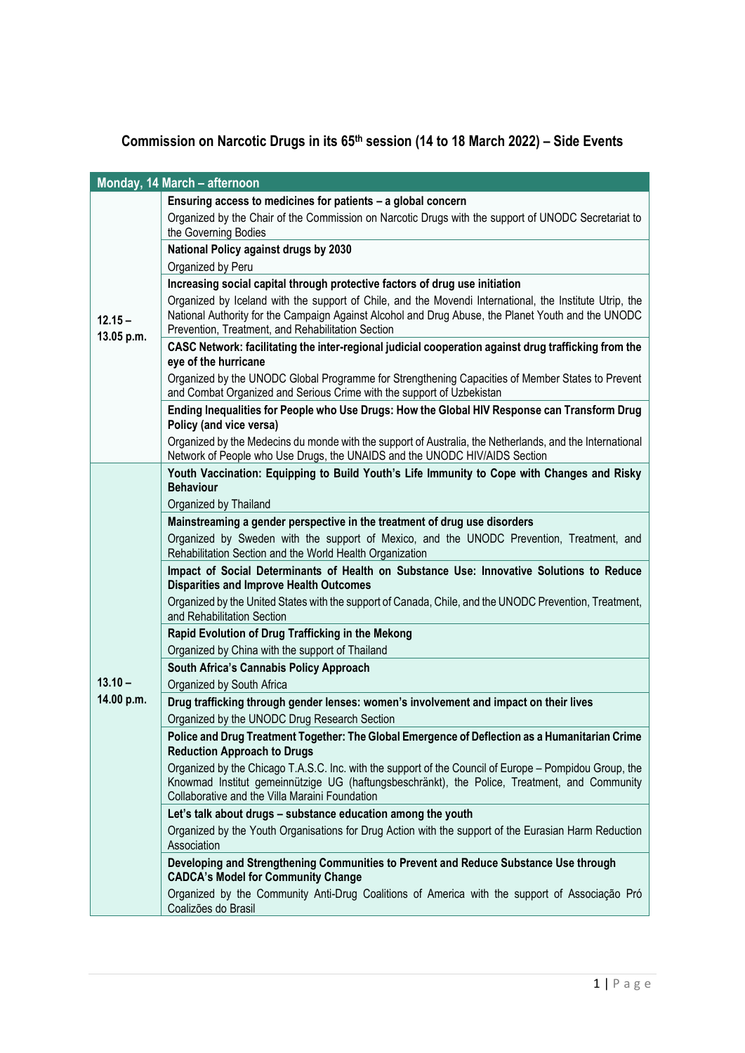# Commission on Narcotic Drugs in its 65th session (14 to 18 March 2022) – Side Events

| Monday, 14 March – afternoon | |
|---|---|
| 12.15 – 13.05 p.m. | **Ensuring access to medicines for patients – a global concern**<br>Organized by the Chair of the Commission on Narcotic Drugs with the support of UNODC Secretariat to the Governing Bodies |
| | **National Policy against drugs by 2030**<br>Organized by Peru |
| | **Increasing social capital through protective factors of drug use initiation**<br>Organized by Iceland with the support of Chile, and the Movendi International, the Institute Utrip, the National Authority for the Campaign Against Alcohol and Drug Abuse, the Planet Youth and the UNODC Prevention, Treatment, and Rehabilitation Section |
| | **CASC Network: facilitating the inter-regional judicial cooperation against drug trafficking from the eye of the hurricane**<br>Organized by the UNODC Global Programme for Strengthening Capacities of Member States to Prevent and Combat Organized and Serious Crime with the support of Uzbekistan |
| | **Ending Inequalities for People who Use Drugs: How the Global HIV Response can Transform Drug Policy (and vice versa)**<br>Organized by the Medecins du monde with the support of Australia, the Netherlands, and the International Network of People who Use Drugs, the UNAIDS and the UNODC HIV/AIDS Section |
| 13.10 – 14.00 p.m. | **Youth Vaccination: Equipping to Build Youth's Life Immunity to Cope with Changes and Risky Behaviour**<br>Organized by Thailand |
| | **Mainstreaming a gender perspective in the treatment of drug use disorders**<br>Organized by Sweden with the support of Mexico, and the UNODC Prevention, Treatment, and Rehabilitation Section and the World Health Organization |
| | **Impact of Social Determinants of Health on Substance Use: Innovative Solutions to Reduce Disparities and Improve Health Outcomes**<br>Organized by the United States with the support of Canada, Chile, and the UNODC Prevention, Treatment, and Rehabilitation Section |
| | **Rapid Evolution of Drug Trafficking in the Mekong**<br>Organized by China with the support of Thailand |
| | **South Africa's Cannabis Policy Approach**<br>Organized by South Africa |
| | **Drug trafficking through gender lenses: women's involvement and impact on their lives**<br>Organized by the UNODC Drug Research Section |
| | **Police and Drug Treatment Together: The Global Emergence of Deflection as a Humanitarian Crime Reduction Approach to Drugs**<br>Organized by the Chicago T.A.S.C. Inc. with the support of the Council of Europe – Pompidou Group, the Knowmad Institut gemeinnützige UG (haftungsbeschränkt), the Police, Treatment, and Community Collaborative and the Villa Maraini Foundation |
| | **Let's talk about drugs – substance education among the youth**<br>Organized by the Youth Organisations for Drug Action with the support of the Eurasian Harm Reduction Association |
| | **Developing and Strengthening Communities to Prevent and Reduce Substance Use through CADCA's Model for Community Change**<br>Organized by the Community Anti-Drug Coalitions of America with the support of Associação Pró Coalizões do Brasil |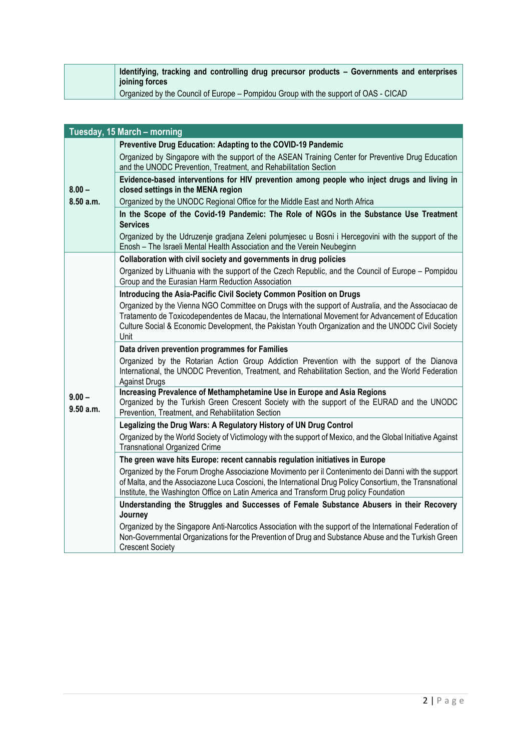| | |
|---|---|
| | **Identifying, tracking and controlling drug precursor products – Governments and enterprises joining forces**<br>Organized by the Council of Europe – Pompidou Group with the support of OAS - CICAD |

| Tuesday, 15 March – morning | |
|---|---|
| **8.00 – 8.50 a.m.** | **Preventive Drug Education: Adapting to the COVID-19 Pandemic**<br>Organized by Singapore with the support of the ASEAN Training Center for Preventive Drug Education and the UNODC Prevention, Treatment, and Rehabilitation Section |
| | **Evidence-based interventions for HIV prevention among people who inject drugs and living in closed settings in the MENA region**<br>Organized by the UNODC Regional Office for the Middle East and North Africa |
| | **In the Scope of the Covid-19 Pandemic: The Role of NGOs in the Substance Use Treatment Services**<br>Organized by the Udruzenje gradjana Zeleni polumjesec u Bosni i Hercegovini with the support of the Enosh – The Israeli Mental Health Association and the Verein Neubeginn |
| **9.00 – 9.50 a.m.** | **Collaboration with civil society and governments in drug policies**<br>Organized by Lithuania with the support of the Czech Republic, and the Council of Europe – Pompidou Group and the Eurasian Harm Reduction Association |
| | **Introducing the Asia-Pacific Civil Society Common Position on Drugs**<br>Organized by the Vienna NGO Committee on Drugs with the support of Australia, and the Associacao de Tratamento de Toxicodependentes de Macau, the International Movement for Advancement of Education Culture Social & Economic Development, the Pakistan Youth Organization and the UNODC Civil Society Unit |
| | **Data driven prevention programmes for Families**<br>Organized by the Rotarian Action Group Addiction Prevention with the support of the Dianova International, the UNODC Prevention, Treatment, and Rehabilitation Section, and the World Federation Against Drugs |
| | **Increasing Prevalence of Methamphetamine Use in Europe and Asia Regions**<br>Organized by the Turkish Green Crescent Society with the support of the EURAD and the UNODC Prevention, Treatment, and Rehabilitation Section |
| | **Legalizing the Drug Wars: A Regulatory History of UN Drug Control**<br>Organized by the World Society of Victimology with the support of Mexico, and the Global Initiative Against Transnational Organized Crime |
| | **The green wave hits Europe: recent cannabis regulation initiatives in Europe**<br>Organized by the Forum Droghe Associazione Movimento per il Contenimento dei Danni with the support of Malta, and the Associazone Luca Coscioni, the International Drug Policy Consortium, the Transnational Institute, the Washington Office on Latin America and Transform Drug policy Foundation |
| | **Understanding the Struggles and Successes of Female Substance Abusers in their Recovery Journey**<br>Organized by the Singapore Anti-Narcotics Association with the support of the International Federation of Non-Governmental Organizations for the Prevention of Drug and Substance Abuse and the Turkish Green Crescent Society |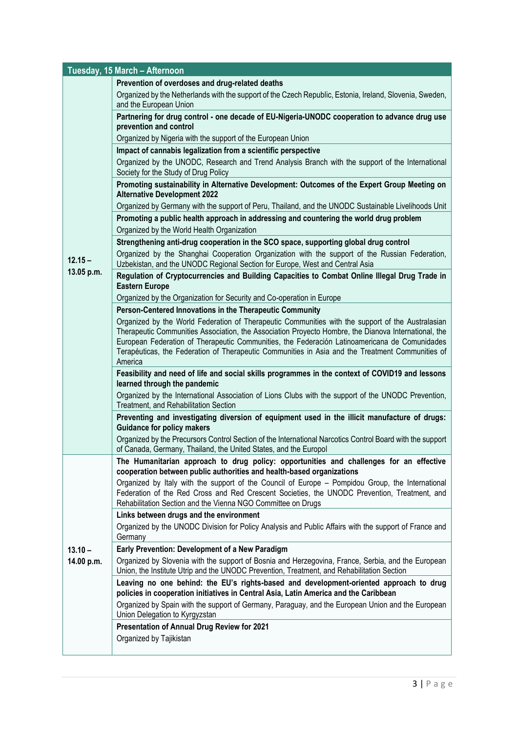| Tuesday, 15 March – Afternoon | |
|---|---|
| 12.15 – 13.05 p.m. | **Prevention of overdoses and drug-related deaths**<br>Organized by the Netherlands with the support of the Czech Republic, Estonia, Ireland, Slovenia, Sweden, and the European Union |
| | **Partnering for drug control - one decade of EU-Nigeria-UNODC cooperation to advance drug use prevention and control**<br>Organized by Nigeria with the support of the European Union |
| | **Impact of cannabis legalization from a scientific perspective**<br>Organized by the UNODC, Research and Trend Analysis Branch with the support of the International Society for the Study of Drug Policy |
| | **Promoting sustainability in Alternative Development: Outcomes of the Expert Group Meeting on Alternative Development 2022**<br>Organized by Germany with the support of Peru, Thailand, and the UNODC Sustainable Livelihoods Unit |
| | **Promoting a public health approach in addressing and countering the world drug problem**<br>Organized by the World Health Organization |
| | **Strengthening anti-drug cooperation in the SCO space, supporting global drug control**<br>Organized by the Shanghai Cooperation Organization with the support of the Russian Federation, Uzbekistan, and the UNODC Regional Section for Europe, West and Central Asia |
| | **Regulation of Cryptocurrencies and Building Capacities to Combat Online Illegal Drug Trade in Eastern Europe**<br>Organized by the Organization for Security and Co-operation in Europe |
| | **Person-Centered Innovations in the Therapeutic Community**<br>Organized by the World Federation of Therapeutic Communities with the support of the Australasian Therapeutic Communities Association, the Association Proyecto Hombre, the Dianova International, the European Federation of Therapeutic Communities, the Federación Latinoamericana de Comunidades Terapéuticas, the Federation of Therapeutic Communities in Asia and the Treatment Communities of America |
| | **Feasibility and need of life and social skills programmes in the context of COVID19 and lessons learned through the pandemic**<br>Organized by the International Association of Lions Clubs with the support of the UNODC Prevention, Treatment, and Rehabilitation Section |
| | **Preventing and investigating diversion of equipment used in the illicit manufacture of drugs: Guidance for policy makers**<br>Organized by the Precursors Control Section of the International Narcotics Control Board with the support of Canada, Germany, Thailand, the United States, and the Europol |
| 13.10 – 14.00 p.m. | **The Humanitarian approach to drug policy: opportunities and challenges for an effective cooperation between public authorities and health-based organizations**<br>Organized by Italy with the support of the Council of Europe – Pompidou Group, the International Federation of the Red Cross and Red Crescent Societies, the UNODC Prevention, Treatment, and Rehabilitation Section and the Vienna NGO Committee on Drugs |
| | **Links between drugs and the environment**<br>Organized by the UNODC Division for Policy Analysis and Public Affairs with the support of France and Germany |
| | **Early Prevention: Development of a New Paradigm**<br>Organized by Slovenia with the support of Bosnia and Herzegovina, France, Serbia, and the European Union, the Institute Utrip and the UNODC Prevention, Treatment, and Rehabilitation Section |
| | **Leaving no one behind: the EU's rights-based and development-oriented approach to drug policies in cooperation initiatives in Central Asia, Latin America and the Caribbean**<br>Organized by Spain with the support of Germany, Paraguay, and the European Union and the European Union Delegation to Kyrgyzstan |
| | **Presentation of Annual Drug Review for 2021**<br>Organized by Tajikistan |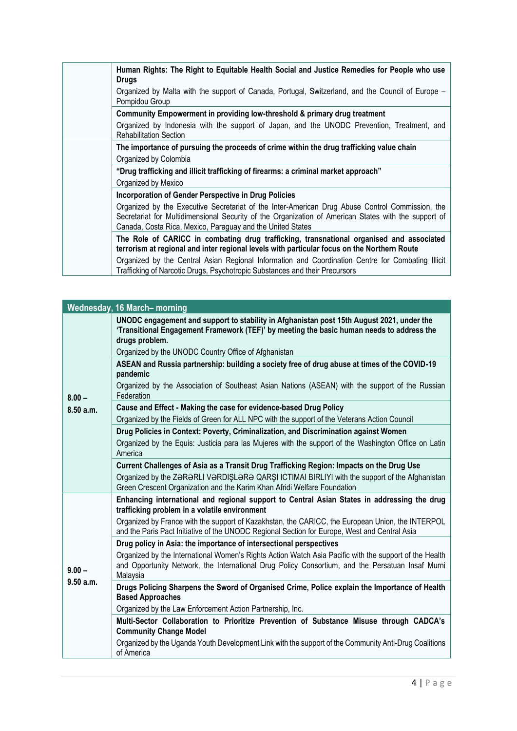| | |
|---|---|
| | **Human Rights: The Right to Equitable Health Social and Justice Remedies for People who use Drugs**<br>Organized by Malta with the support of Canada, Portugal, Switzerland, and the Council of Europe – Pompidou Group |
| | **Community Empowerment in providing low-threshold & primary drug treatment**<br>Organized by Indonesia with the support of Japan, and the UNODC Prevention, Treatment, and Rehabilitation Section |
| | **The importance of pursuing the proceeds of crime within the drug trafficking value chain**<br>Organized by Colombia |
| | **"Drug trafficking and illicit trafficking of firearms: a criminal market approach"**<br>Organized by Mexico |
| | **Incorporation of Gender Perspective in Drug Policies**<br>Organized by the Executive Secretariat of the Inter-American Drug Abuse Control Commission, the Secretariat for Multidimensional Security of the Organization of American States with the support of Canada, Costa Rica, Mexico, Paraguay and the United States |
| | **The Role of CARICC in combating drug trafficking, transnational organised and associated terrorism at regional and inter regional levels with particular focus on the Northern Route**<br>Organized by the Central Asian Regional Information and Coordination Centre for Combating Illicit Trafficking of Narcotic Drugs, Psychotropic Substances and their Precursors |

| **Wednesday, 16 March– morning** | |
|---|---|
| **8.00 – 8.50 a.m.** | **UNODC engagement and support to stability in Afghanistan post 15th August 2021, under the 'Transitional Engagement Framework (TEF)' by meeting the basic human needs to address the drugs problem.**<br>Organized by the UNODC Country Office of Afghanistan |
| | **ASEAN and Russia partnership: building a society free of drug abuse at times of the COVID-19 pandemic**<br>Organized by the Association of Southeast Asian Nations (ASEAN) with the support of the Russian Federation |
| | **Cause and Effect - Making the case for evidence-based Drug Policy**<br>Organized by the Fields of Green for ALL NPC with the support of the Veterans Action Council |
| | **Drug Policies in Context: Poverty, Criminalization, and Discrimination against Women**<br>Organized by the Equis: Justicia para las Mujeres with the support of the Washington Office on Latin America |
| | **Current Challenges of Asia as a Transit Drug Trafficking Region: Impacts on the Drug Use**<br>Organized by the ZƏRƏRLI VƏRDIŞLƏRƏ QARŞI ICTIMAI BIRLIYI with the support of the Afghanistan Green Crescent Organization and the Karim Khan Afridi Welfare Foundation |
| **9.00 – 9.50 a.m.** | **Enhancing international and regional support to Central Asian States in addressing the drug trafficking problem in a volatile environment**<br>Organized by France with the support of Kazakhstan, the CARICC, the European Union, the INTERPOL and the Paris Pact Initiative of the UNODC Regional Section for Europe, West and Central Asia |
| | **Drug policy in Asia: the importance of intersectional perspectives**<br>Organized by the International Women's Rights Action Watch Asia Pacific with the support of the Health and Opportunity Network, the International Drug Policy Consortium, and the Persatuan Insaf Murni Malaysia |
| | **Drugs Policing Sharpens the Sword of Organised Crime, Police explain the Importance of Health Based Approaches**<br>Organized by the Law Enforcement Action Partnership, Inc. |
| | **Multi-Sector Collaboration to Prioritize Prevention of Substance Misuse through CADCA's Community Change Model**<br>Organized by the Uganda Youth Development Link with the support of the Community Anti-Drug Coalitions of America |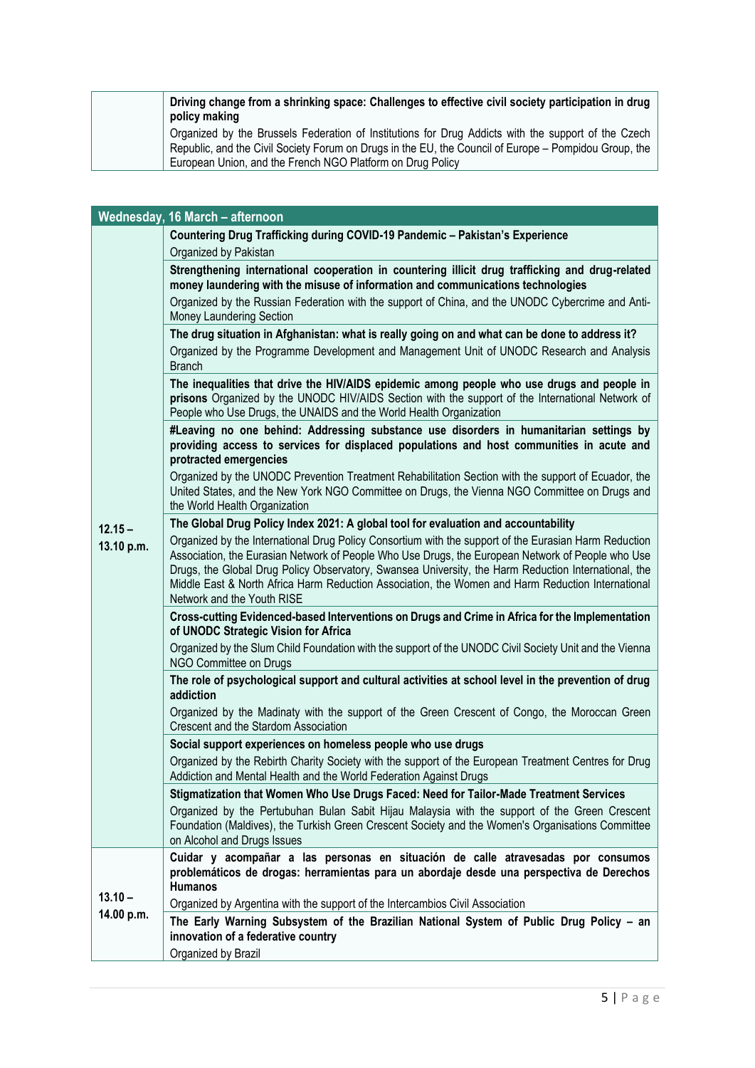| | |
|---|---|
| | **Driving change from a shrinking space: Challenges to effective civil society participation in drug policy making**<br>Organized by the Brussels Federation of Institutions for Drug Addicts with the support of the Czech Republic, and the Civil Society Forum on Drugs in the EU, the Council of Europe – Pompidou Group, the European Union, and the French NGO Platform on Drug Policy |

| **Wednesday, 16 March – afternoon** | |
|---|---|
| **12.15 – 13.10 p.m.** | **Countering Drug Trafficking during COVID-19 Pandemic – Pakistan's Experience**<br>Organized by Pakistan |
| | **Strengthening international cooperation in countering illicit drug trafficking and drug-related money laundering with the misuse of information and communications technologies**<br>Organized by the Russian Federation with the support of China, and the UNODC Cybercrime and Anti-Money Laundering Section |
| | **The drug situation in Afghanistan: what is really going on and what can be done to address it?**<br>Organized by the Programme Development and Management Unit of UNODC Research and Analysis Branch |
| | **The inequalities that drive the HIV/AIDS epidemic among people who use drugs and people in prisons** Organized by the UNODC HIV/AIDS Section with the support of the International Network of People who Use Drugs, the UNAIDS and the World Health Organization |
| | **#Leaving no one behind: Addressing substance use disorders in humanitarian settings by providing access to services for displaced populations and host communities in acute and protracted emergencies**<br>Organized by the UNODC Prevention Treatment Rehabilitation Section with the support of Ecuador, the United States, and the New York NGO Committee on Drugs, the Vienna NGO Committee on Drugs and the World Health Organization |
| | **The Global Drug Policy Index 2021: A global tool for evaluation and accountability**<br>Organized by the International Drug Policy Consortium with the support of the Eurasian Harm Reduction Association, the Eurasian Network of People Who Use Drugs, the European Network of People who Use Drugs, the Global Drug Policy Observatory, Swansea University, the Harm Reduction International, the Middle East & North Africa Harm Reduction Association, the Women and Harm Reduction International Network and the Youth RISE |
| | **Cross-cutting Evidenced-based Interventions on Drugs and Crime in Africa for the Implementation of UNODC Strategic Vision for Africa**<br>Organized by the Slum Child Foundation with the support of the UNODC Civil Society Unit and the Vienna NGO Committee on Drugs |
| | **The role of psychological support and cultural activities at school level in the prevention of drug addiction**<br>Organized by the Madinaty with the support of the Green Crescent of Congo, the Moroccan Green Crescent and the Stardom Association |
| | **Social support experiences on homeless people who use drugs**<br>Organized by the Rebirth Charity Society with the support of the European Treatment Centres for Drug Addiction and Mental Health and the World Federation Against Drugs |
| | **Stigmatization that Women Who Use Drugs Faced: Need for Tailor-Made Treatment Services**<br>Organized by the Pertubuhan Bulan Sabit Hijau Malaysia with the support of the Green Crescent Foundation (Maldives), the Turkish Green Crescent Society and the Women's Organisations Committee on Alcohol and Drugs Issues |
| **13.10 – 14.00 p.m.** | **Cuidar y acompañar a las personas en situación de calle atravesadas por consumos problemáticos de drogas: herramientas para un abordaje desde una perspectiva de Derechos Humanos**<br>Organized by Argentina with the support of the Intercambios Civil Association |
| | **The Early Warning Subsystem of the Brazilian National System of Public Drug Policy – an innovation of a federative country**<br>Organized by Brazil |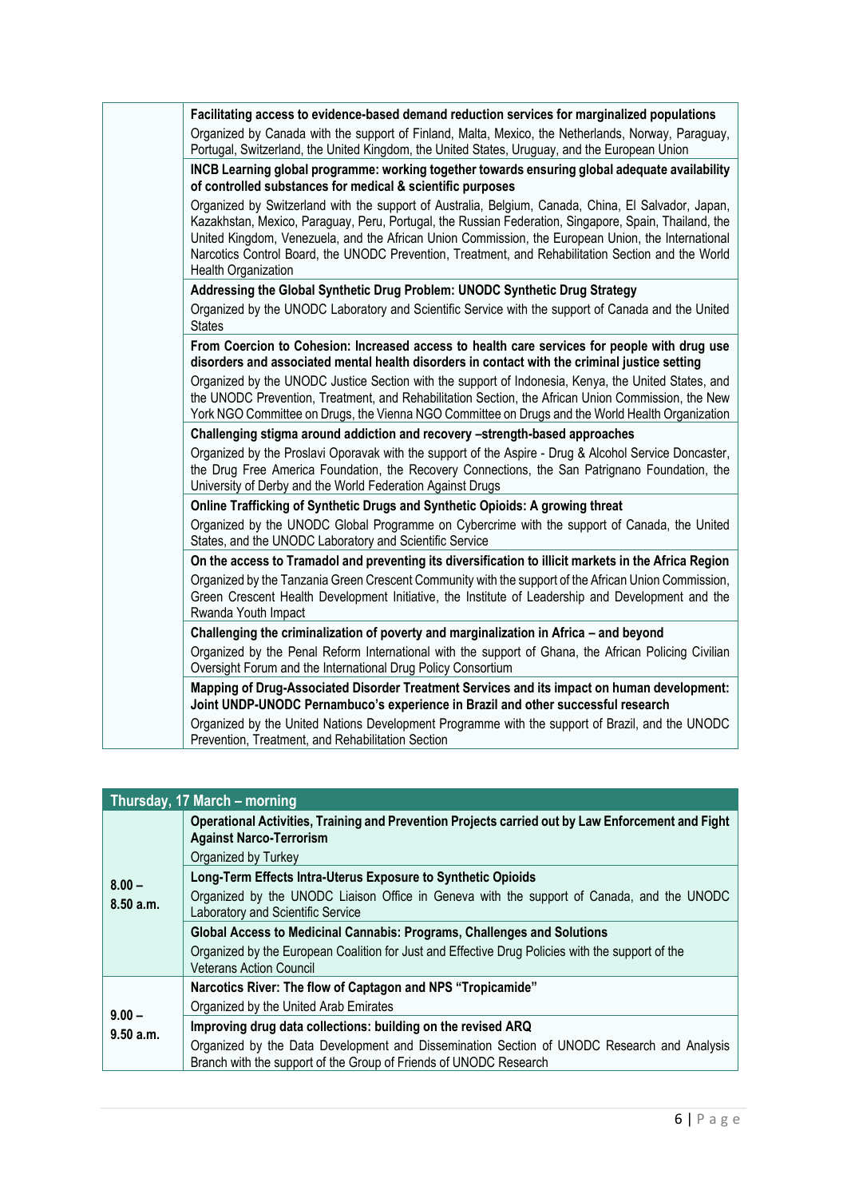| | |
|---|---|
| | **Facilitating access to evidence-based demand reduction services for marginalized populations**<br>Organized by Canada with the support of Finland, Malta, Mexico, the Netherlands, Norway, Paraguay, Portugal, Switzerland, the United Kingdom, the United States, Uruguay, and the European Union |
| | **INCB Learning global programme: working together towards ensuring global adequate availability of controlled substances for medical & scientific purposes**<br>Organized by Switzerland with the support of Australia, Belgium, Canada, China, El Salvador, Japan, Kazakhstan, Mexico, Paraguay, Peru, Portugal, the Russian Federation, Singapore, Spain, Thailand, the United Kingdom, Venezuela, and the African Union Commission, the European Union, the International Narcotics Control Board, the UNODC Prevention, Treatment, and Rehabilitation Section and the World Health Organization |
| | **Addressing the Global Synthetic Drug Problem: UNODC Synthetic Drug Strategy**<br>Organized by the UNODC Laboratory and Scientific Service with the support of Canada and the United States |
| | **From Coercion to Cohesion: Increased access to health care services for people with drug use disorders and associated mental health disorders in contact with the criminal justice setting**<br>Organized by the UNODC Justice Section with the support of Indonesia, Kenya, the United States, and the UNODC Prevention, Treatment, and Rehabilitation Section, the African Union Commission, the New York NGO Committee on Drugs, the Vienna NGO Committee on Drugs and the World Health Organization |
| | **Challenging stigma around addiction and recovery –strength-based approaches**<br>Organized by the Proslavi Oporavak with the support of the Aspire - Drug & Alcohol Service Doncaster, the Drug Free America Foundation, the Recovery Connections, the San Patrignano Foundation, the University of Derby and the World Federation Against Drugs |
| | **Online Trafficking of Synthetic Drugs and Synthetic Opioids: A growing threat**<br>Organized by the UNODC Global Programme on Cybercrime with the support of Canada, the United States, and the UNODC Laboratory and Scientific Service |
| | **On the access to Tramadol and preventing its diversification to illicit markets in the Africa Region**<br>Organized by the Tanzania Green Crescent Community with the support of the African Union Commission, Green Crescent Health Development Initiative, the Institute of Leadership and Development and the Rwanda Youth Impact |
| | **Challenging the criminalization of poverty and marginalization in Africa – and beyond**<br>Organized by the Penal Reform International with the support of Ghana, the African Policing Civilian Oversight Forum and the International Drug Policy Consortium |
| | **Mapping of Drug-Associated Disorder Treatment Services and its impact on human development: Joint UNDP-UNODC Pernambuco's experience in Brazil and other successful research**<br>Organized by the United Nations Development Programme with the support of Brazil, and the UNODC Prevention, Treatment, and Rehabilitation Section |

| **Thursday, 17 March – morning** | |
|---|---|
| **8.00 – 8.50 a.m.** | **Operational Activities, Training and Prevention Projects carried out by Law Enforcement and Fight Against Narco-Terrorism**<br>Organized by Turkey |
| | **Long-Term Effects Intra-Uterus Exposure to Synthetic Opioids**<br>Organized by the UNODC Liaison Office in Geneva with the support of Canada, and the UNODC Laboratory and Scientific Service |
| | **Global Access to Medicinal Cannabis: Programs, Challenges and Solutions**<br>Organized by the European Coalition for Just and Effective Drug Policies with the support of the Veterans Action Council |
| **9.00 – 9.50 a.m.** | **Narcotics River: The flow of Captagon and NPS "Tropicamide"**<br>Organized by the United Arab Emirates |
| | **Improving drug data collections: building on the revised ARQ**<br>Organized by the Data Development and Dissemination Section of UNODC Research and Analysis Branch with the support of the Group of Friends of UNODC Research |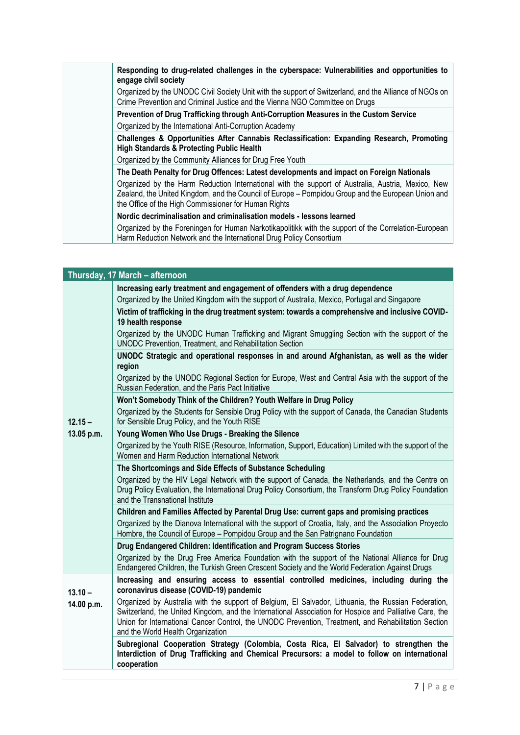| | |
|---|---|
| | **Responding to drug-related challenges in the cyberspace: Vulnerabilities and opportunities to engage civil society**<br>Organized by the UNODC Civil Society Unit with the support of Switzerland, and the Alliance of NGOs on Crime Prevention and Criminal Justice and the Vienna NGO Committee on Drugs |
| | **Prevention of Drug Trafficking through Anti-Corruption Measures in the Custom Service**<br>Organized by the International Anti-Corruption Academy |
| | **Challenges & Opportunities After Cannabis Reclassification: Expanding Research, Promoting High Standards & Protecting Public Health**<br>Organized by the Community Alliances for Drug Free Youth |
| | **The Death Penalty for Drug Offences: Latest developments and impact on Foreign Nationals**<br>Organized by the Harm Reduction International with the support of Australia, Austria, Mexico, New Zealand, the United Kingdom, and the Council of Europe – Pompidou Group and the European Union and the Office of the High Commissioner for Human Rights |
| | **Nordic decriminalisation and criminalisation models - lessons learned**<br>Organized by the Foreningen for Human Narkotikapolitikk with the support of the Correlation-European Harm Reduction Network and the International Drug Policy Consortium |

| **Thursday, 17 March – afternoon** | |
|---|---|
| 12.15 – 13.05 p.m. | **Increasing early treatment and engagement of offenders with a drug dependence**<br>Organized by the United Kingdom with the support of Australia, Mexico, Portugal and Singapore |
| | **Victim of trafficking in the drug treatment system: towards a comprehensive and inclusive COVID-19 health response**<br>Organized by the UNODC Human Trafficking and Migrant Smuggling Section with the support of the UNODC Prevention, Treatment, and Rehabilitation Section |
| | **UNODC Strategic and operational responses in and around Afghanistan, as well as the wider region**<br>Organized by the UNODC Regional Section for Europe, West and Central Asia with the support of the Russian Federation, and the Paris Pact Initiative |
| | **Won't Somebody Think of the Children? Youth Welfare in Drug Policy**<br>Organized by the Students for Sensible Drug Policy with the support of Canada, the Canadian Students for Sensible Drug Policy, and the Youth RISE |
| | **Young Women Who Use Drugs - Breaking the Silence**<br>Organized by the Youth RISE (Resource, Information, Support, Education) Limited with the support of the Women and Harm Reduction International Network |
| | **The Shortcomings and Side Effects of Substance Scheduling**<br>Organized by the HIV Legal Network with the support of Canada, the Netherlands, and the Centre on Drug Policy Evaluation, the International Drug Policy Consortium, the Transform Drug Policy Foundation and the Transnational Institute |
| | **Children and Families Affected by Parental Drug Use: current gaps and promising practices**<br>Organized by the Dianova International with the support of Croatia, Italy, and the Association Proyecto Hombre, the Council of Europe – Pompidou Group and the San Patrignano Foundation |
| | **Drug Endangered Children: Identification and Program Success Stories**<br>Organized by the Drug Free America Foundation with the support of the National Alliance for Drug Endangered Children, the Turkish Green Crescent Society and the World Federation Against Drugs |
| 13.10 – 14.00 p.m. | **Increasing and ensuring access to essential controlled medicines, including during the coronavirus disease (COVID-19) pandemic**<br>Organized by Australia with the support of Belgium, El Salvador, Lithuania, the Russian Federation, Switzerland, the United Kingdom, and the International Association for Hospice and Palliative Care, the Union for International Cancer Control, the UNODC Prevention, Treatment, and Rehabilitation Section and the World Health Organization |
| | **Subregional Cooperation Strategy (Colombia, Costa Rica, El Salvador) to strengthen the Interdiction of Drug Trafficking and Chemical Precursors: a model to follow on international cooperation** |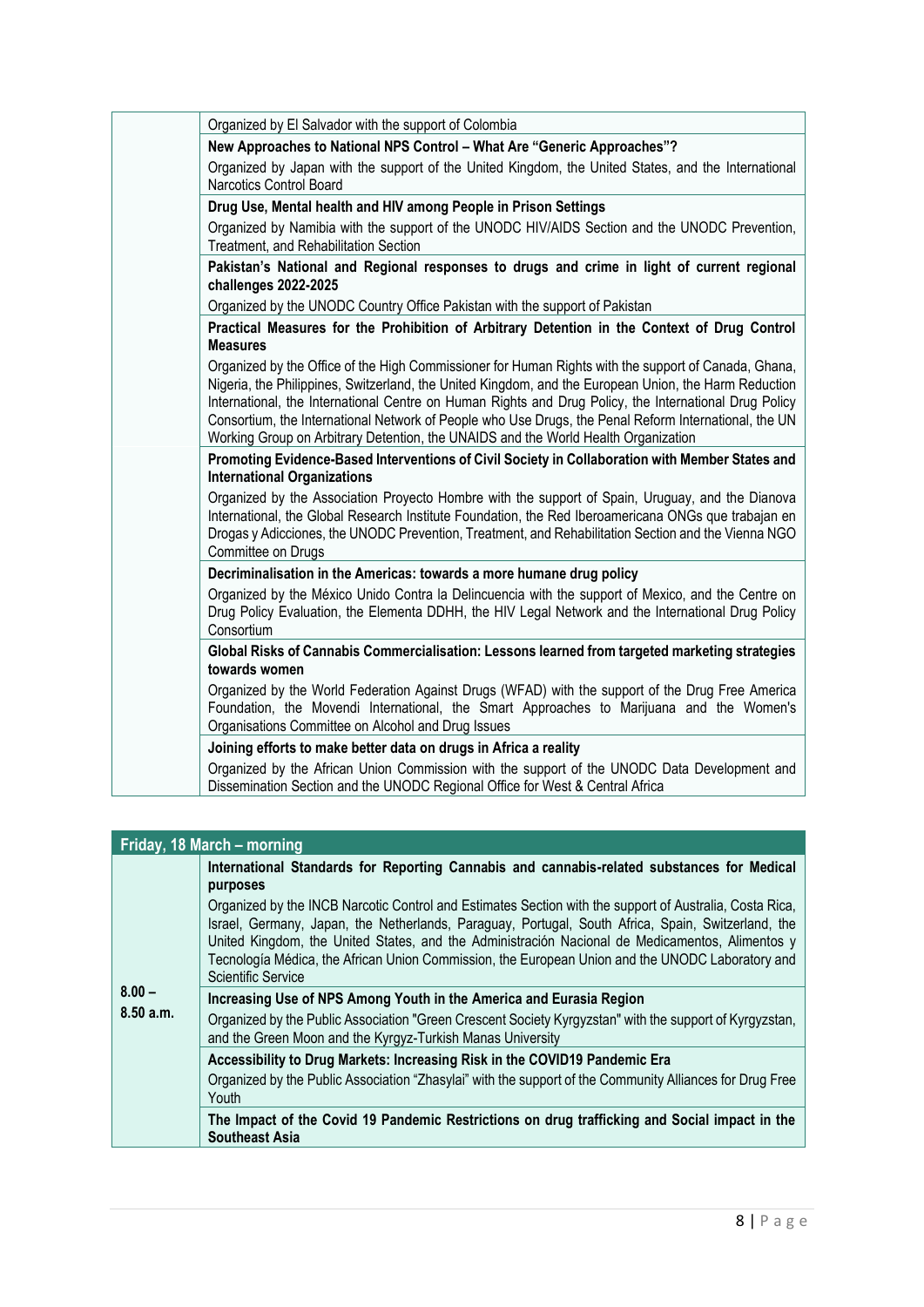| | |
|---|---|
| | Organized by El Salvador with the support of Colombia |
| | **New Approaches to National NPS Control – What Are "Generic Approaches"?**<br>Organized by Japan with the support of the United Kingdom, the United States, and the International Narcotics Control Board |
| | **Drug Use, Mental health and HIV among People in Prison Settings**<br>Organized by Namibia with the support of the UNODC HIV/AIDS Section and the UNODC Prevention, Treatment, and Rehabilitation Section |
| | **Pakistan's National and Regional responses to drugs and crime in light of current regional challenges 2022-2025**<br>Organized by the UNODC Country Office Pakistan with the support of Pakistan |
| | **Practical Measures for the Prohibition of Arbitrary Detention in the Context of Drug Control Measures**<br>Organized by the Office of the High Commissioner for Human Rights with the support of Canada, Ghana, Nigeria, the Philippines, Switzerland, the United Kingdom, and the European Union, the Harm Reduction International, the International Centre on Human Rights and Drug Policy, the International Drug Policy Consortium, the International Network of People who Use Drugs, the Penal Reform International, the UN Working Group on Arbitrary Detention, the UNAIDS and the World Health Organization |
| | **Promoting Evidence-Based Interventions of Civil Society in Collaboration with Member States and International Organizations**<br>Organized by the Association Proyecto Hombre with the support of Spain, Uruguay, and the Dianova International, the Global Research Institute Foundation, the Red Iberoamericana ONGs que trabajan en Drogas y Adicciones, the UNODC Prevention, Treatment, and Rehabilitation Section and the Vienna NGO Committee on Drugs |
| | **Decriminalisation in the Americas: towards a more humane drug policy**<br>Organized by the México Unido Contra la Delincuencia with the support of Mexico, and the Centre on Drug Policy Evaluation, the Elementa DDHH, the HIV Legal Network and the International Drug Policy Consortium |
| | **Global Risks of Cannabis Commercialisation: Lessons learned from targeted marketing strategies towards women**<br>Organized by the World Federation Against Drugs (WFAD) with the support of the Drug Free America Foundation, the Movendi International, the Smart Approaches to Marijuana and the Women's Organisations Committee on Alcohol and Drug Issues |
| | **Joining efforts to make better data on drugs in Africa a reality**<br>Organized by the African Union Commission with the support of the UNODC Data Development and Dissemination Section and the UNODC Regional Office for West & Central Africa |

| **Friday, 18 March – morning** | |
|---|---|
| **8.00 – 8.50 a.m.** | **International Standards for Reporting Cannabis and cannabis-related substances for Medical purposes**<br>Organized by the INCB Narcotic Control and Estimates Section with the support of Australia, Costa Rica, Israel, Germany, Japan, the Netherlands, Paraguay, Portugal, South Africa, Spain, Switzerland, the United Kingdom, the United States, and the Administración Nacional de Medicamentos, Alimentos y Tecnología Médica, the African Union Commission, the European Union and the UNODC Laboratory and Scientific Service |
| | **Increasing Use of NPS Among Youth in the America and Eurasia Region**<br>Organized by the Public Association "Green Crescent Society Kyrgyzstan" with the support of Kyrgyzstan, and the Green Moon and the Kyrgyz-Turkish Manas University |
| | **Accessibility to Drug Markets: Increasing Risk in the COVID19 Pandemic Era**<br>Organized by the Public Association "Zhasylai" with the support of the Community Alliances for Drug Free Youth |
| | **The Impact of the Covid 19 Pandemic Restrictions on drug trafficking and Social impact in the Southeast Asia** |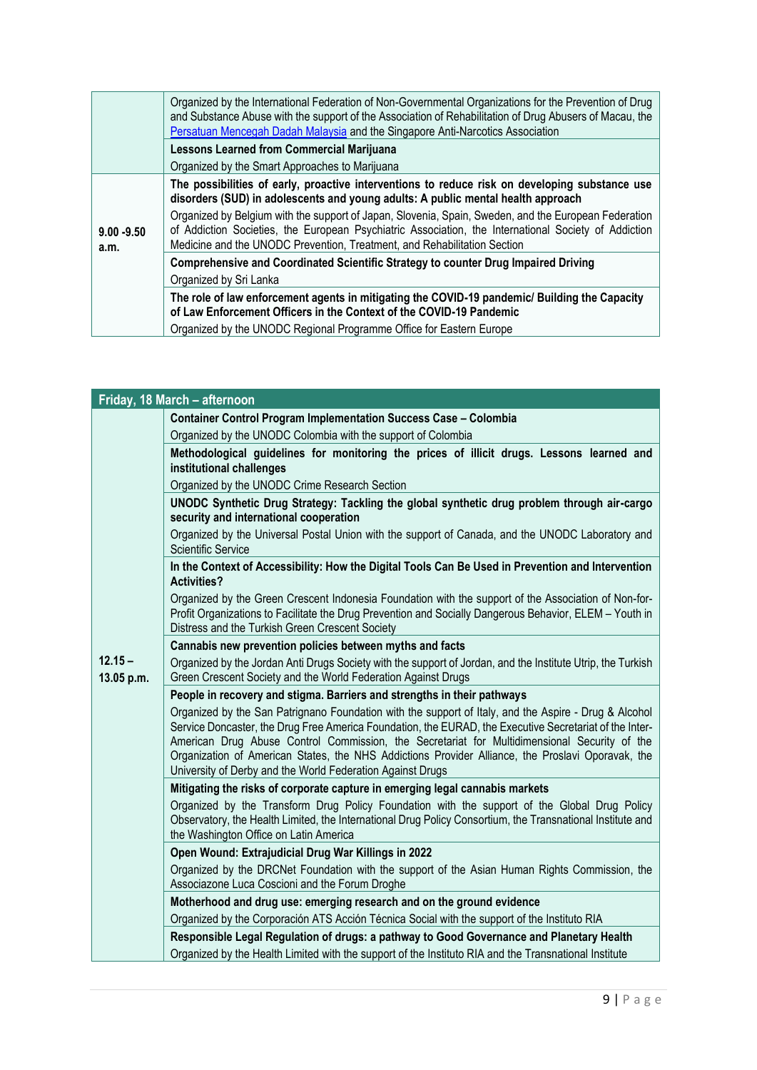| | |
|---|---|
| | Organized by the International Federation of Non-Governmental Organizations for the Prevention of Drug and Substance Abuse with the support of the Association of Rehabilitation of Drug Abusers of Macau, the Persatuan Mencegah Dadah Malaysia and the Singapore Anti-Narcotics Association |
| | **Lessons Learned from Commercial Marijuana** |
| | Organized by the Smart Approaches to Marijuana |
| 9.00 -9.50 a.m. | **The possibilities of early, proactive interventions to reduce risk on developing substance use disorders (SUD) in adolescents and young adults: A public mental health approach** |
| | Organized by Belgium with the support of Japan, Slovenia, Spain, Sweden, and the European Federation of Addiction Societies, the European Psychiatric Association, the International Society of Addiction Medicine and the UNODC Prevention, Treatment, and Rehabilitation Section |
| | **Comprehensive and Coordinated Scientific Strategy to counter Drug Impaired Driving** |
| | Organized by Sri Lanka |
| | **The role of law enforcement agents in mitigating the COVID-19 pandemic/ Building the Capacity of Law Enforcement Officers in the Context of the COVID-19 Pandemic** |
| | Organized by the UNODC Regional Programme Office for Eastern Europe |

| Friday, 18 March – afternoon | |
|---|---|
| 12.15 – 13.05 p.m. | **Container Control Program Implementation Success Case – Colombia** |
| | Organized by the UNODC Colombia with the support of Colombia |
| | **Methodological guidelines for monitoring the prices of illicit drugs. Lessons learned and institutional challenges** |
| | Organized by the UNODC Crime Research Section |
| | **UNODC Synthetic Drug Strategy: Tackling the global synthetic drug problem through air-cargo security and international cooperation** |
| | Organized by the Universal Postal Union with the support of Canada, and the UNODC Laboratory and Scientific Service |
| | **In the Context of Accessibility: How the Digital Tools Can Be Used in Prevention and Intervention Activities?** |
| | Organized by the Green Crescent Indonesia Foundation with the support of the Association of Non-for-Profit Organizations to Facilitate the Drug Prevention and Socially Dangerous Behavior, ELEM – Youth in Distress and the Turkish Green Crescent Society |
| | **Cannabis new prevention policies between myths and facts** |
| | Organized by the Jordan Anti Drugs Society with the support of Jordan, and the Institute Utrip, the Turkish Green Crescent Society and the World Federation Against Drugs |
| | **People in recovery and stigma. Barriers and strengths in their pathways** |
| | Organized by the San Patrignano Foundation with the support of Italy, and the Aspire - Drug & Alcohol Service Doncaster, the Drug Free America Foundation, the EURAD, the Executive Secretariat of the Inter-American Drug Abuse Control Commission, the Secretariat for Multidimensional Security of the Organization of American States, the NHS Addictions Provider Alliance, the Proslavi Oporavak, the University of Derby and the World Federation Against Drugs |
| | **Mitigating the risks of corporate capture in emerging legal cannabis markets** |
| | Organized by the Transform Drug Policy Foundation with the support of the Global Drug Policy Observatory, the Health Limited, the International Drug Policy Consortium, the Transnational Institute and the Washington Office on Latin America |
| | **Open Wound: Extrajudicial Drug War Killings in 2022** |
| | Organized by the DRCNet Foundation with the support of the Asian Human Rights Commission, the Associazone Luca Coscioni and the Forum Droghe |
| | **Motherhood and drug use: emerging research and on the ground evidence** |
| | Organized by the Corporación ATS Acción Técnica Social with the support of the Instituto RIA |
| | **Responsible Legal Regulation of drugs: a pathway to Good Governance and Planetary Health** |
| | Organized by the Health Limited with the support of the Instituto RIA and the Transnational Institute |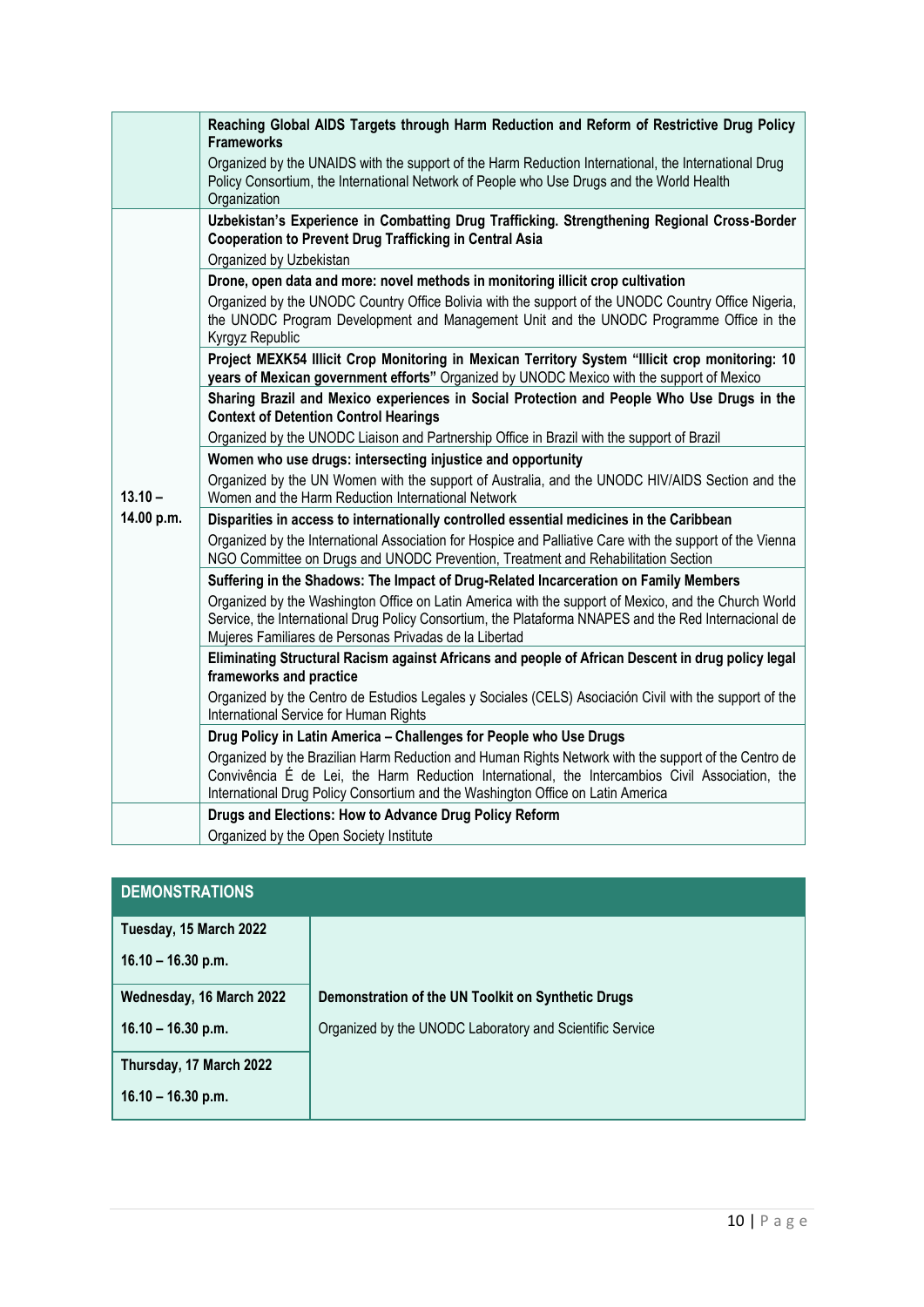| | |
|---|---|
| | **Reaching Global AIDS Targets through Harm Reduction and Reform of Restrictive Drug Policy Frameworks**<br>Organized by the UNAIDS with the support of the Harm Reduction International, the International Drug Policy Consortium, the International Network of People who Use Drugs and the World Health Organization |
| 13.10 – 14.00 p.m. | **Uzbekistan's Experience in Combatting Drug Trafficking. Strengthening Regional Cross-Border Cooperation to Prevent Drug Trafficking in Central Asia**<br>Organized by Uzbekistan |
| | **Drone, open data and more: novel methods in monitoring illicit crop cultivation**<br>Organized by the UNODC Country Office Bolivia with the support of the UNODC Country Office Nigeria, the UNODC Program Development and Management Unit and the UNODC Programme Office in the Kyrgyz Republic |
| | **Project MEXK54 Illicit Crop Monitoring in Mexican Territory System "Illicit crop monitoring: 10 years of Mexican government efforts"** Organized by UNODC Mexico with the support of Mexico |
| | **Sharing Brazil and Mexico experiences in Social Protection and People Who Use Drugs in the Context of Detention Control Hearings**<br>Organized by the UNODC Liaison and Partnership Office in Brazil with the support of Brazil |
| | **Women who use drugs: intersecting injustice and opportunity**<br>Organized by the UN Women with the support of Australia, and the UNODC HIV/AIDS Section and the Women and the Harm Reduction International Network |
| | **Disparities in access to internationally controlled essential medicines in the Caribbean**<br>Organized by the International Association for Hospice and Palliative Care with the support of the Vienna NGO Committee on Drugs and UNODC Prevention, Treatment and Rehabilitation Section |
| | **Suffering in the Shadows: The Impact of Drug-Related Incarceration on Family Members**<br>Organized by the Washington Office on Latin America with the support of Mexico, and the Church World Service, the International Drug Policy Consortium, the Plataforma NNAPES and the Red Internacional de Mujeres Familiares de Personas Privadas de la Libertad |
| | **Eliminating Structural Racism against Africans and people of African Descent in drug policy legal frameworks and practice**<br>Organized by the Centro de Estudios Legales y Sociales (CELS) Asociación Civil with the support of the International Service for Human Rights |
| | **Drug Policy in Latin America – Challenges for People who Use Drugs**<br>Organized by the Brazilian Harm Reduction and Human Rights Network with the support of the Centro de Convivência É de Lei, the Harm Reduction International, the Intercambios Civil Association, the International Drug Policy Consortium and the Washington Office on Latin America |
| | **Drugs and Elections: How to Advance Drug Policy Reform**<br>Organized by the Open Society Institute |

## DEMONSTRATIONS

| | |
|---|---|
| **Tuesday, 15 March 2022**<br>**16.10 – 16.30 p.m.** | **Demonstration of the UN Toolkit on Synthetic Drugs**<br>Organized by the UNODC Laboratory and Scientific Service |
| **Wednesday, 16 March 2022**<br>**16.10 – 16.30 p.m.** | |
| **Thursday, 17 March 2022**<br>**16.10 – 16.30 p.m.** | |